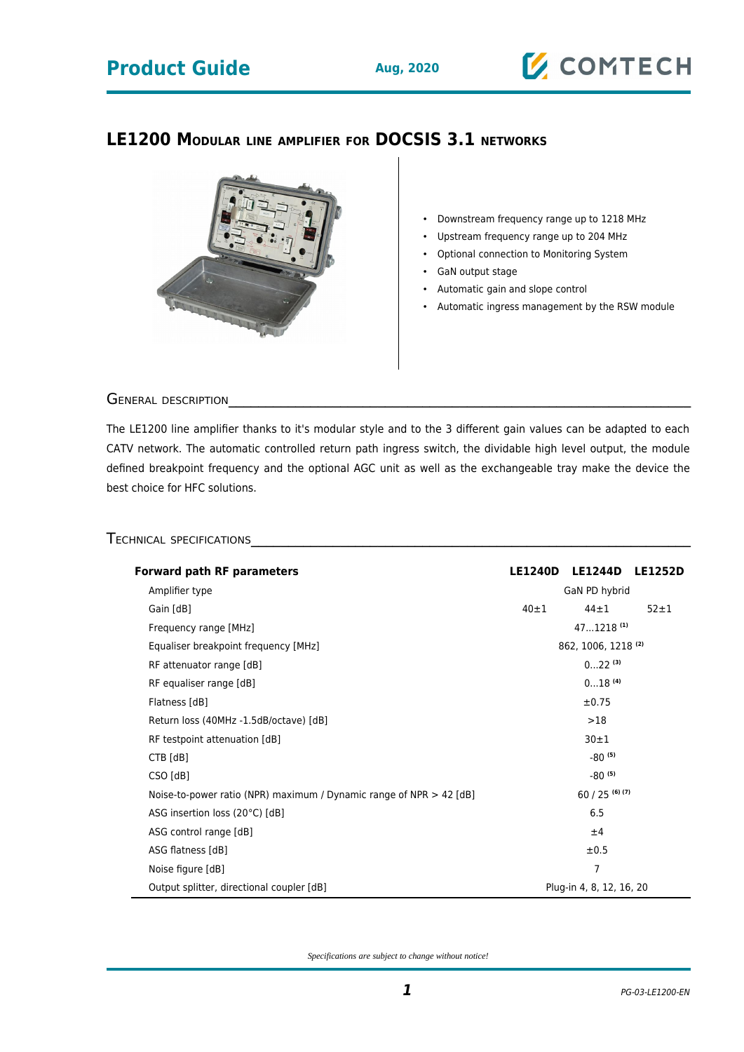# LE1200 Modular line amplifier for DOCSIS 3.1 networks

- Downstream frequency range up to 1218 MHz
- Upstream frequency range up to 204 MHz
- Optional connection to Monitoring System
- GaN output stage
- Automatic gain and slope control
- Automatic ingress management by the RSW module

## General description

The LE1200 line amplifier thanks to it's modular style and to the 3 different gain values can be adapted to each CATV network. The automatic controlled return path ingress switch, the dividable high level output, the module defined breakpoint frequency and the optional AGC unit as well as the exchangeable tray make the device the best choice for HFC solutions.

## Technical specifications

| Forward path RF parameters | LE1240D | LE1244D | LE1252D |
|---|---|---|---|
| Amplifier type | | GaN PD hybrid | |
| Gain [dB] | 40±1 | 44±1 | 52±1 |
| Frequency range [MHz] | | 47…1218 (1) | |
| Equaliser breakpoint frequency [MHz] | | 862, 1006, 1218 (2) | |
| RF attenuator range [dB] | | 0…22 (3) | |
| RF equaliser range [dB] | | 0…18 (4) | |
| Flatness [dB] | | ±0.75 | |
| Return loss (40MHz -1.5dB/octave) [dB] | | >18 | |
| RF testpoint attenuation [dB] | | 30±1 | |
| CTB [dB] | | -80 (5) | |
| CSO [dB] | | -80 (5) | |
| Noise-to-power ratio (NPR) maximum / Dynamic range of NPR > 42 [dB] | | 60 / 25 (6) (7) | |
| ASG insertion loss (20°C) [dB] | | 6.5 | |
| ASG control range [dB] | | ±4 | |
| ASG flatness [dB] | | ±0.5 | |
| Noise figure [dB] | | 7 | |
| Output splitter, directional coupler [dB] | | Plug-in 4, 8, 12, 16, 20 | |

*Specifications are subject to change without notice!*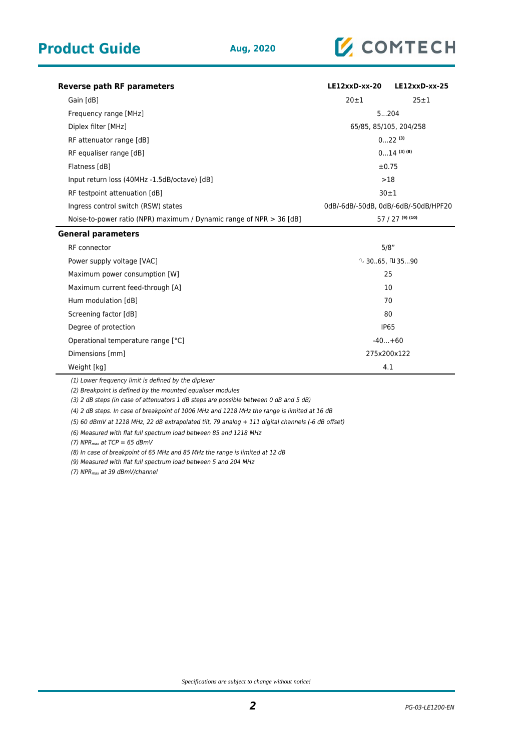| Reverse path RF parameters | LE12xxD-xx-20 | LE12xxD-xx-25 |
|---|---|---|
| Gain [dB] | 20±1 | 25±1 |
| Frequency range [MHz] | 5…204 | |
| Diplex filter [MHz] | 65/85, 85/105, 204/258 | |
| RF attenuator range [dB] | 0…22 (3) | |
| RF equaliser range [dB] | 0…14 (3) (8) | |
| Flatness [dB] | ±0.75 | |
| Input return loss (40MHz -1.5dB/octave) [dB] | >18 | |
| RF testpoint attenuation [dB] | 30±1 | |
| Ingress control switch (RSW) states | 0dB/-6dB/-50dB, 0dB/-6dB/-50dB/HPF20 | |
| Noise-to-power ratio (NPR) maximum / Dynamic range of NPR > 36 [dB] | 57 / 27 (9) (10) | |

| General parameters | |
|---|---|
| RF connector | 5/8" |
| Power supply voltage [VAC] | ∿ 30..65, ⊓⊔ 35…90 |
| Maximum power consumption [W] | 25 |
| Maximum current feed-through [A] | 10 |
| Hum modulation [dB] | 70 |
| Screening factor [dB] | 80 |
| Degree of protection | IP65 |
| Operational temperature range [°C] | -40…+60 |
| Dimensions [mm] | 275x200x122 |
| Weight [kg] | 4.1 |

*(1) Lower frequency limit is defined by the diplexer*

*(2) Breakpoint is defined by the mounted equaliser modules*

*(3) 2 dB steps (in case of attenuators 1 dB steps are possible between 0 dB and 5 dB)*

*(4) 2 dB steps. In case of breakpoint of 1006 MHz and 1218 MHz the range is limited at 16 dB*

*(5) 60 dBmV at 1218 MHz, 22 dB extrapolated tilt, 79 analog + 111 digital channels (-6 dB offset)*

*(6) Measured with flat full spectrum load between 85 and 1218 MHz*

*(7) $NPR_{max}$ at TCP = 65 dBmV*

*(8) In case of breakpoint of 65 MHz and 85 MHz the range is limited at 12 dB*

*(9) Measured with flat full spectrum load between 5 and 204 MHz*

*(7) $NPR_{max}$ at 39 dBmV/channel*

*Specifications are subject to change without notice!*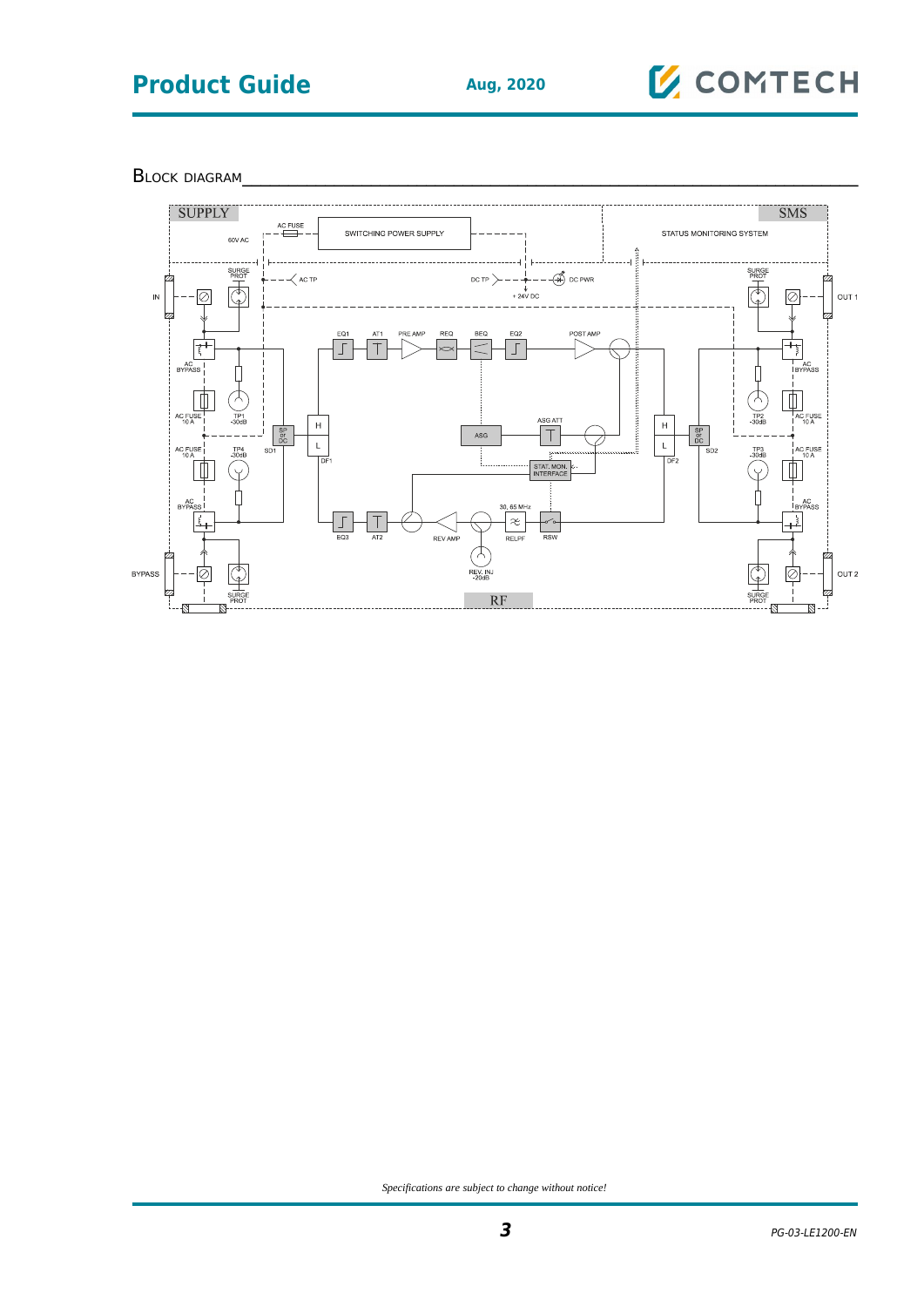## Block diagram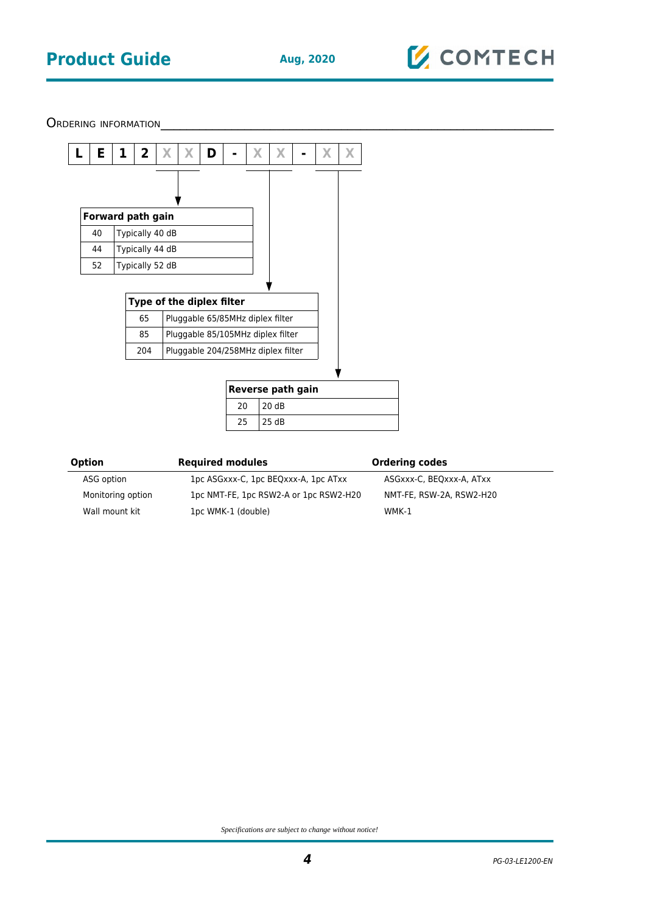## Ordering information

| L | E | 1 | 2 | X | X | D | - | X | X | - | X | X |
|---|---|---|---|---|---|---|---|---|---|---|---|---|

| Forward path gain | |
|---|---|
| 40 | Typically 40 dB |
| 44 | Typically 44 dB |
| 52 | Typically 52 dB |

| Type of the diplex filter | |
|---|---|
| 65 | Pluggable 65/85MHz diplex filter |
| 85 | Pluggable 85/105MHz diplex filter |
| 204 | Pluggable 204/258MHz diplex filter |

| Reverse path gain | |
|---|---|
| 20 | 20 dB |
| 25 | 25 dB |

| Option | Required modules | Ordering codes |
|---|---|---|
| ASG option | 1pc ASGxxx-C, 1pc BEQxxx-A, 1pc ATxx | ASGxxx-C, BEQxxx-A, ATxx |
| Monitoring option | 1pc NMT-FE, 1pc RSW2-A or 1pc RSW2-H20 | NMT-FE, RSW-2A, RSW2-H20 |
| Wall mount kit | 1pc WMK-1 (double) | WMK-1 |

*Specifications are subject to change without notice!*